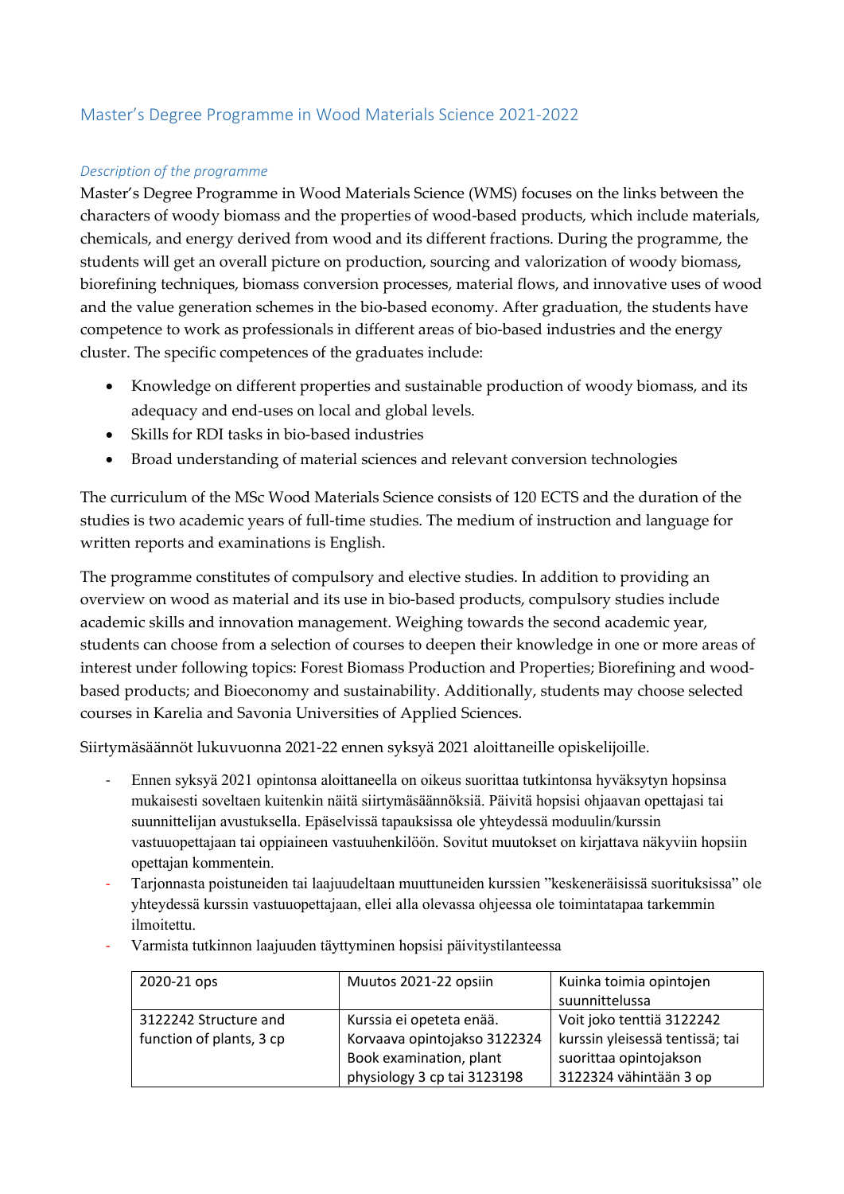## Master's Degree Programme in Wood Materials Science 2021-2022

### *Description of the programme*

Master's Degree Programme in Wood Materials Science (WMS) focuses on the links between the characters of woody biomass and the properties of wood-based products, which include materials, chemicals, and energy derived from wood and its different fractions. During the programme, the students will get an overall picture on production, sourcing and valorization of woody biomass, biorefining techniques, biomass conversion processes, material flows, and innovative uses of wood and the value generation schemes in the bio-based economy. After graduation, the students have competence to work as professionals in different areas of bio-based industries and the energy cluster. The specific competences of the graduates include:

- Knowledge on different properties and sustainable production of woody biomass, and its adequacy and end-uses on local and global levels.
- Skills for RDI tasks in bio-based industries
- Broad understanding of material sciences and relevant conversion technologies

The curriculum of the MSc Wood Materials Science consists of 120 ECTS and the duration of the studies is two academic years of full-time studies. The medium of instruction and language for written reports and examinations is English.

The programme constitutes of compulsory and elective studies. In addition to providing an overview on wood as material and its use in bio-based products, compulsory studies include academic skills and innovation management. Weighing towards the second academic year, students can choose from a selection of courses to deepen their knowledge in one or more areas of interest under following topics: Forest Biomass Production and Properties; Biorefining and wood-based products; and Bioeconomy and sustainability. Additionally, students may choose selected courses in Karelia and Savonia Universities of Applied Sciences.

Siirtymäsäännöt lukuvuonna 2021-22 ennen syksyä 2021 aloittaneille opiskelijoille.

- Ennen syksyä 2021 opintonsa aloittaneella on oikeus suorittaa tutkintonsa hyväksytyn hopsinsa mukaisesti soveltaen kuitenkin näitä siirtymäsäännöksiä. Päivitä hopsisi ohjaavan opettajasi tai suunnittelijan avustuksella. Epäselvissä tapauksissa ole yhteydessä moduulin/kurssin vastuuopettajaan tai oppiaineen vastuuhenkilöön. Sovitut muutokset on kirjattava näkyviin hopsiin opettajan kommentein.
- Tarjonnasta poistuneiden tai laajuudeltaan muuttuneiden kurssien "keskeneräisissä suorituksissa" ole yhteydessä kurssin vastuuopettajaan, ellei alla olevassa ohjeessa ole toimintatapaa tarkemmin ilmoitettu.
- Varmista tutkinnon laajuuden täyttyminen hopsisi päivitystilanteessa

| 2020-21 ops | Muutos 2021-22 opsiin | Kuinka toimia opintojen suunnittelussa |
|---|---|---|
| 3122242 Structure and function of plants, 3 cp | Kurssia ei opeteta enää. Korvaava opintojakso 3122324 Book examination, plant physiology 3 cp tai 3123198 | Voit joko tenttiä 3122242 kurssin yleisessä tentissä; tai suorittaa opintojakson 3122324 vähintään 3 op |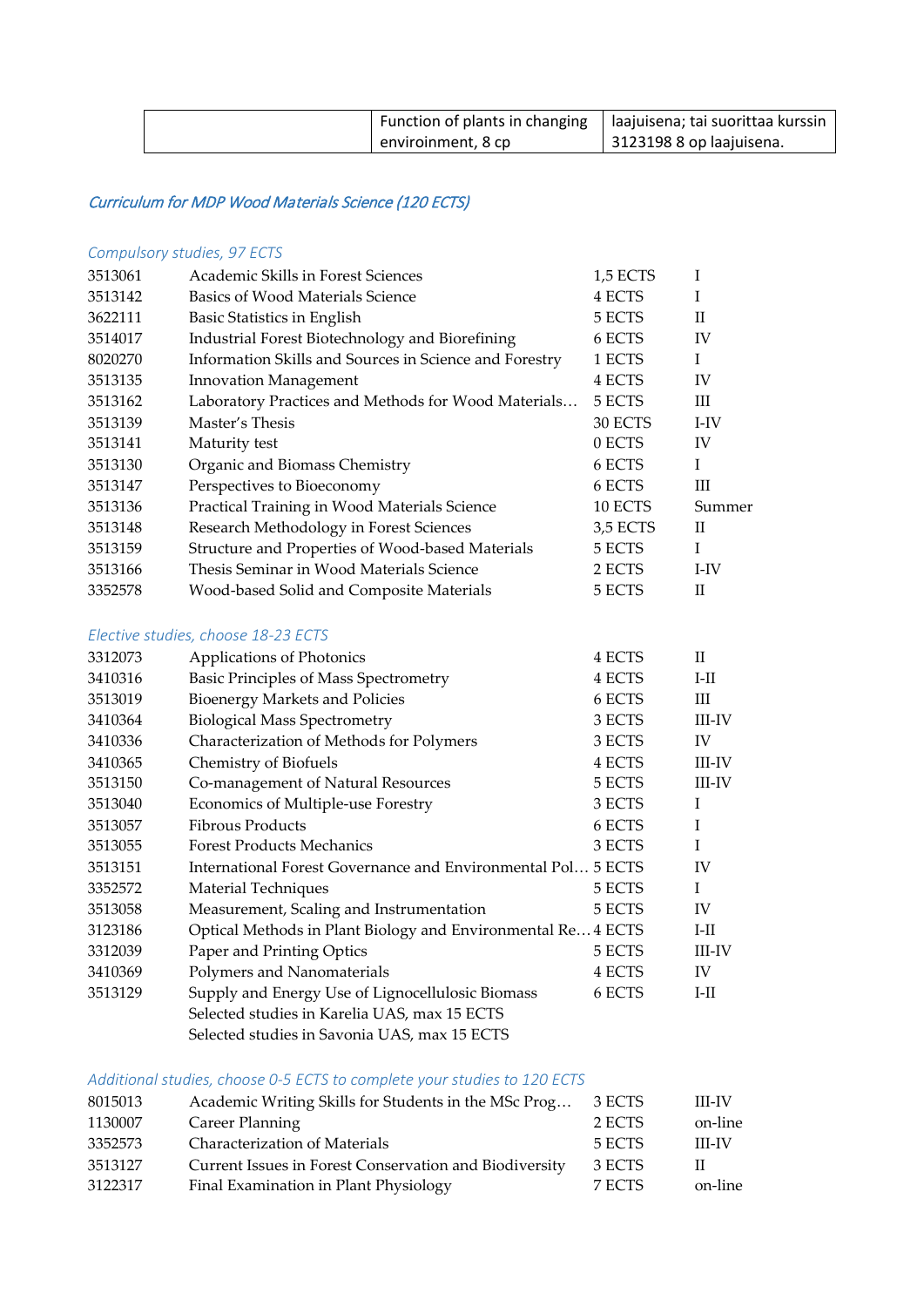| | Function of plants in changing environment, 8 cp | laajuisena; tai suorittaa kurssin 3123198 8 op laajuisena. |
|---|---|---|

## *Curriculum for MDP Wood Materials Science (120 ECTS)*

### *Compulsory studies, 97 ECTS*

| Code | Course | ECTS | Period |
|---|---|---|---|
| 3513061 | Academic Skills in Forest Sciences | 1,5 ECTS | I |
| 3513142 | Basics of Wood Materials Science | 4 ECTS | I |
| 3622111 | Basic Statistics in English | 5 ECTS | II |
| 3514017 | Industrial Forest Biotechnology and Biorefining | 6 ECTS | IV |
| 8020270 | Information Skills and Sources in Science and Forestry | 1 ECTS | I |
| 3513135 | Innovation Management | 4 ECTS | IV |
| 3513162 | Laboratory Practices and Methods for Wood Materials… | 5 ECTS | III |
| 3513139 | Master's Thesis | 30 ECTS | I-IV |
| 3513141 | Maturity test | 0 ECTS | IV |
| 3513130 | Organic and Biomass Chemistry | 6 ECTS | I |
| 3513147 | Perspectives to Bioeconomy | 6 ECTS | III |
| 3513136 | Practical Training in Wood Materials Science | 10 ECTS | Summer |
| 3513148 | Research Methodology in Forest Sciences | 3,5 ECTS | II |
| 3513159 | Structure and Properties of Wood-based Materials | 5 ECTS | I |
| 3513166 | Thesis Seminar in Wood Materials Science | 2 ECTS | I-IV |
| 3352578 | Wood-based Solid and Composite Materials | 5 ECTS | II |

### *Elective studies, choose 18-23 ECTS*

| Code | Course | ECTS | Period |
|---|---|---|---|
| 3312073 | Applications of Photonics | 4 ECTS | II |
| 3410316 | Basic Principles of Mass Spectrometry | 4 ECTS | I-II |
| 3513019 | Bioenergy Markets and Policies | 6 ECTS | III |
| 3410364 | Biological Mass Spectrometry | 3 ECTS | III-IV |
| 3410336 | Characterization of Methods for Polymers | 3 ECTS | IV |
| 3410365 | Chemistry of Biofuels | 4 ECTS | III-IV |
| 3513150 | Co-management of Natural Resources | 5 ECTS | III-IV |
| 3513040 | Economics of Multiple-use Forestry | 3 ECTS | I |
| 3513057 | Fibrous Products | 6 ECTS | I |
| 3513055 | Forest Products Mechanics | 3 ECTS | I |
| 3513151 | International Forest Governance and Environmental Pol… | 5 ECTS | IV |
| 3352572 | Material Techniques | 5 ECTS | I |
| 3513058 | Measurement, Scaling and Instrumentation | 5 ECTS | IV |
| 3123186 | Optical Methods in Plant Biology and Environmental Re… | 4 ECTS | I-II |
| 3312039 | Paper and Printing Optics | 5 ECTS | III-IV |
| 3410369 | Polymers and Nanomaterials | 4 ECTS | IV |
| 3513129 | Supply and Energy Use of Lignocellulosic Biomass | 6 ECTS | I-II |
| | Selected studies in Karelia UAS, max 15 ECTS | | |
| | Selected studies in Savonia UAS, max 15 ECTS | | |

### *Additional studies, choose 0-5 ECTS to complete your studies to 120 ECTS*

| Code | Course | ECTS | Period |
|---|---|---|---|
| 8015013 | Academic Writing Skills for Students in the MSc Prog… | 3 ECTS | III-IV |
| 1130007 | Career Planning | 2 ECTS | on-line |
| 3352573 | Characterization of Materials | 5 ECTS | III-IV |
| 3513127 | Current Issues in Forest Conservation and Biodiversity | 3 ECTS | II |
| 3122317 | Final Examination in Plant Physiology | 7 ECTS | on-line |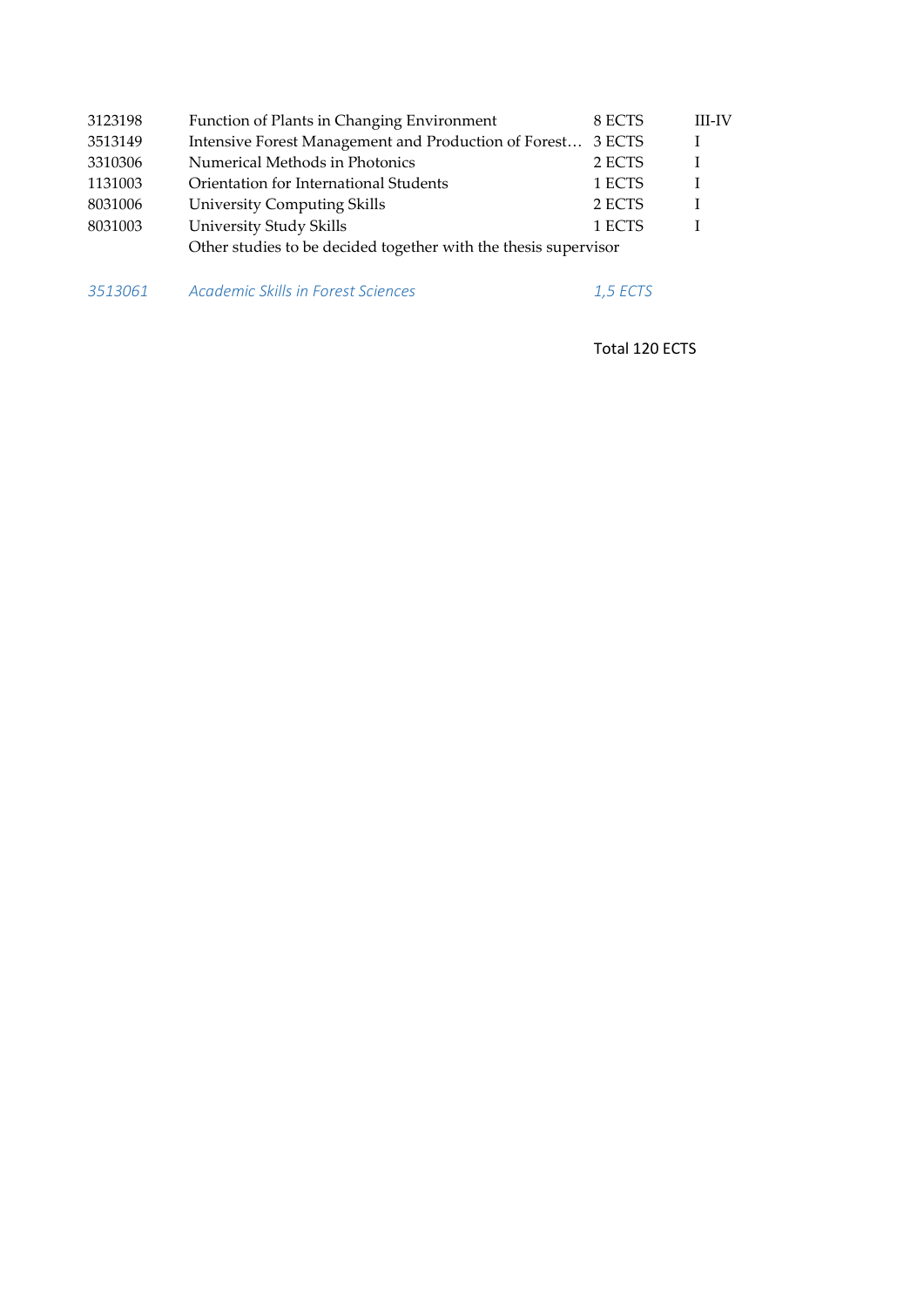| | | | |
|---|---|---|---|
| 3123198 | Function of Plants in Changing Environment | 8 ECTS | III-IV |
| 3513149 | Intensive Forest Management and Production of Forest… | 3 ECTS | I |
| 3310306 | Numerical Methods in Photonics | 2 ECTS | I |
| 1131003 | Orientation for International Students | 1 ECTS | I |
| 8031006 | University Computing Skills | 2 ECTS | I |
| 8031003 | University Study Skills | 1 ECTS | I |
| | Other studies to be decided together with the thesis supervisor | | |
| *3513061* | *Academic Skills in Forest Sciences* | *1,5 ECTS* | |

Total 120 ECTS